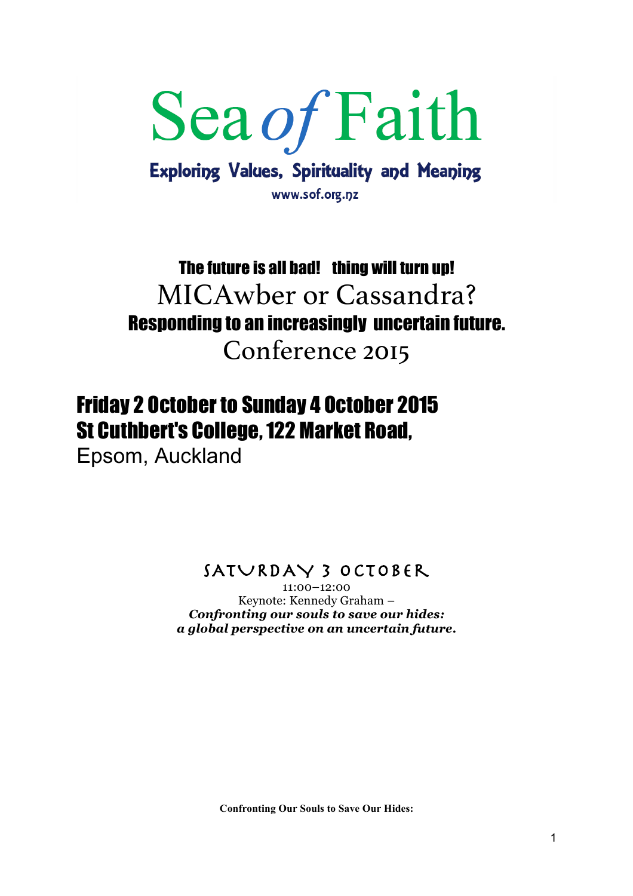# Sea *of* Faith

**Exploring Values, Spirituality and Meaning**

www.sof.org.nz

## The future is all bad! thing will turn up!

## MICAwber or Cassandra?

## Responding to an increasingly uncertain future.

## Conference 2015

**Friday 2 October to Sunday 4 October 2015**
**St Cuthbert's College, 122 Market Road,**
Epsom, Auckland

### SATURDAY 3 OCTOBER

11:00–12:00
Keynote: Kennedy Graham –
***Confronting our souls to save our hides: a global perspective on an uncertain future.***

**Confronting Our Souls to Save Our Hides:**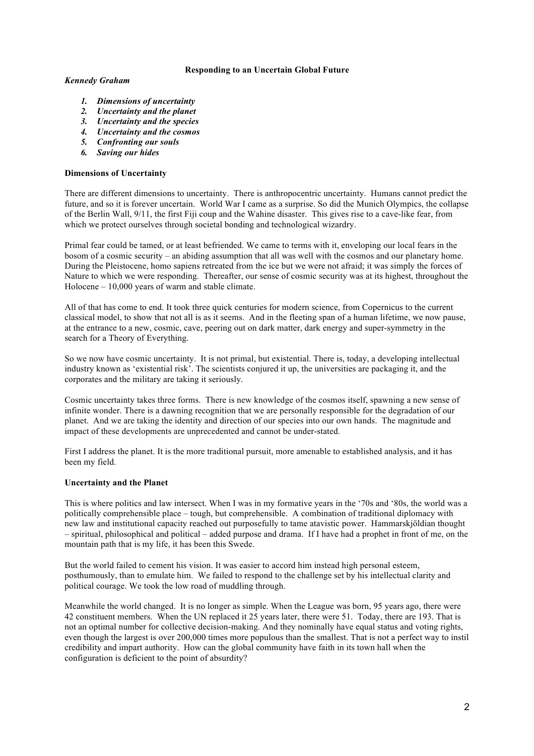**Responding to an Uncertain Global Future**

***Kennedy Graham***

1. ***Dimensions of uncertainty***
2. ***Uncertainty and the planet***
3. ***Uncertainty and the species***
4. ***Uncertainty and the cosmos***
5. ***Confronting our souls***
6. ***Saving our hides***

**Dimensions of Uncertainty**

There are different dimensions to uncertainty. There is anthropocentric uncertainty. Humans cannot predict the future, and so it is forever uncertain. World War I came as a surprise. So did the Munich Olympics, the collapse of the Berlin Wall, 9/11, the first Fiji coup and the Wahine disaster. This gives rise to a cave-like fear, from which we protect ourselves through societal bonding and technological wizardry.

Primal fear could be tamed, or at least befriended. We came to terms with it, enveloping our local fears in the bosom of a cosmic security – an abiding assumption that all was well with the cosmos and our planetary home. During the Pleistocene, homo sapiens retreated from the ice but we were not afraid; it was simply the forces of Nature to which we were responding. Thereafter, our sense of cosmic security was at its highest, throughout the Holocene – 10,000 years of warm and stable climate.

All of that has come to end. It took three quick centuries for modern science, from Copernicus to the current classical model, to show that not all is as it seems. And in the fleeting span of a human lifetime, we now pause, at the entrance to a new, cosmic, cave, peering out on dark matter, dark energy and super-symmetry in the search for a Theory of Everything.

So we now have cosmic uncertainty. It is not primal, but existential. There is, today, a developing intellectual industry known as 'existential risk'. The scientists conjured it up, the universities are packaging it, and the corporates and the military are taking it seriously.

Cosmic uncertainty takes three forms. There is new knowledge of the cosmos itself, spawning a new sense of infinite wonder. There is a dawning recognition that we are personally responsible for the degradation of our planet. And we are taking the identity and direction of our species into our own hands. The magnitude and impact of these developments are unprecedented and cannot be under-stated.

First I address the planet. It is the more traditional pursuit, more amenable to established analysis, and it has been my field.

**Uncertainty and the Planet**

This is where politics and law intersect. When I was in my formative years in the '70s and '80s, the world was a politically comprehensible place – tough, but comprehensible. A combination of traditional diplomacy with new law and institutional capacity reached out purposefully to tame atavistic power. Hammarskjöldian thought – spiritual, philosophical and political – added purpose and drama. If I have had a prophet in front of me, on the mountain path that is my life, it has been this Swede.

But the world failed to cement his vision. It was easier to accord him instead high personal esteem, posthumously, than to emulate him. We failed to respond to the challenge set by his intellectual clarity and political courage. We took the low road of muddling through.

Meanwhile the world changed. It is no longer as simple. When the League was born, 95 years ago, there were 42 constituent members. When the UN replaced it 25 years later, there were 51. Today, there are 193. That is not an optimal number for collective decision-making. And they nominally have equal status and voting rights, even though the largest is over 200,000 times more populous than the smallest. That is not a perfect way to instil credibility and impart authority. How can the global community have faith in its town hall when the configuration is deficient to the point of absurdity?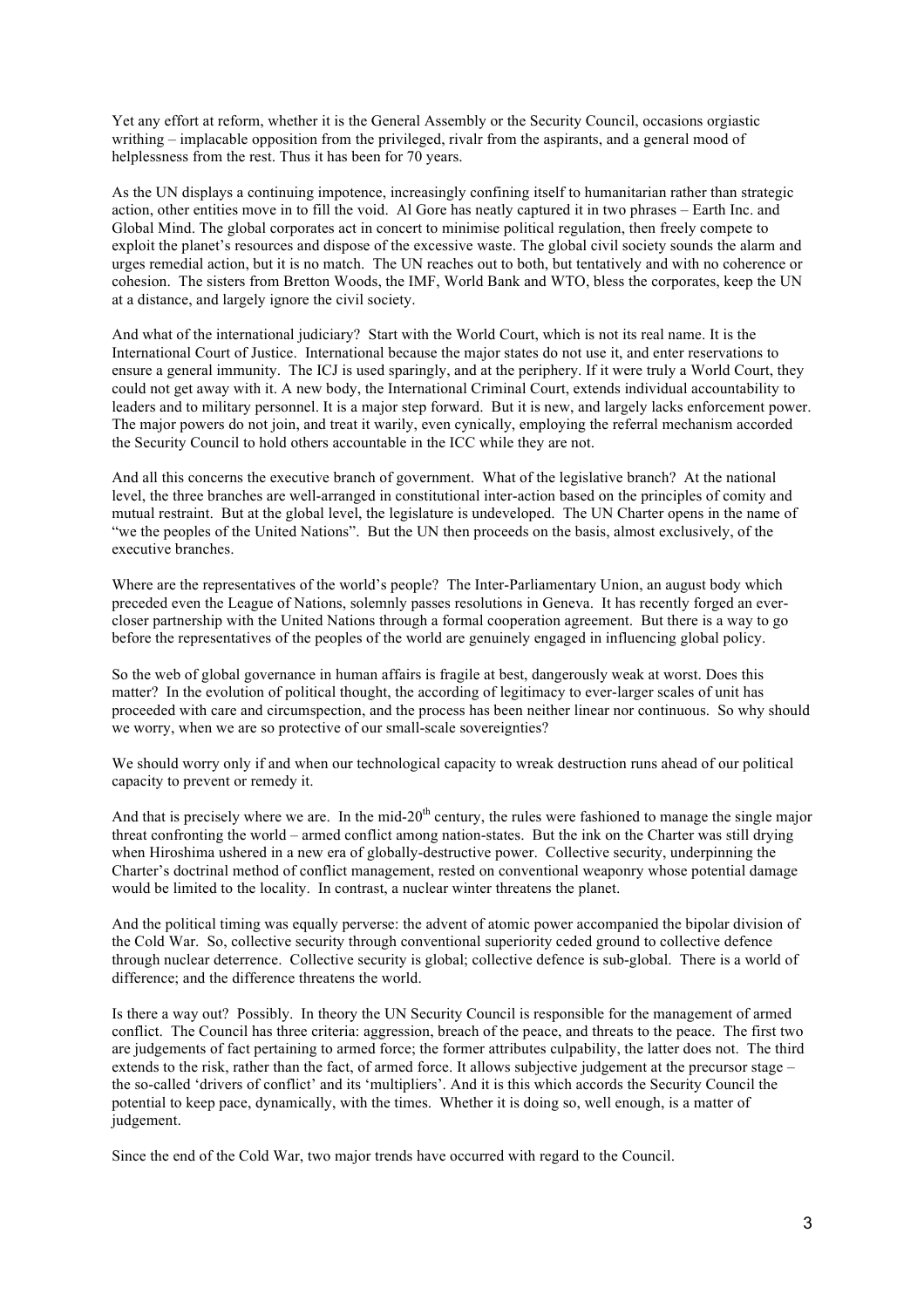Yet any effort at reform, whether it is the General Assembly or the Security Council, occasions orgiastic writhing – implacable opposition from the privileged, rivalr from the aspirants, and a general mood of helplessness from the rest. Thus it has been for 70 years.

As the UN displays a continuing impotence, increasingly confining itself to humanitarian rather than strategic action, other entities move in to fill the void. Al Gore has neatly captured it in two phrases – Earth Inc. and Global Mind. The global corporates act in concert to minimise political regulation, then freely compete to exploit the planet's resources and dispose of the excessive waste. The global civil society sounds the alarm and urges remedial action, but it is no match. The UN reaches out to both, but tentatively and with no coherence or cohesion. The sisters from Bretton Woods, the IMF, World Bank and WTO, bless the corporates, keep the UN at a distance, and largely ignore the civil society.

And what of the international judiciary? Start with the World Court, which is not its real name. It is the International Court of Justice. International because the major states do not use it, and enter reservations to ensure a general immunity. The ICJ is used sparingly, and at the periphery. If it were truly a World Court, they could not get away with it. A new body, the International Criminal Court, extends individual accountability to leaders and to military personnel. It is a major step forward. But it is new, and largely lacks enforcement power. The major powers do not join, and treat it warily, even cynically, employing the referral mechanism accorded the Security Council to hold others accountable in the ICC while they are not.

And all this concerns the executive branch of government. What of the legislative branch? At the national level, the three branches are well-arranged in constitutional inter-action based on the principles of comity and mutual restraint. But at the global level, the legislature is undeveloped. The UN Charter opens in the name of "we the peoples of the United Nations". But the UN then proceeds on the basis, almost exclusively, of the executive branches.

Where are the representatives of the world's people? The Inter-Parliamentary Union, an august body which preceded even the League of Nations, solemnly passes resolutions in Geneva. It has recently forged an ever-closer partnership with the United Nations through a formal cooperation agreement. But there is a way to go before the representatives of the peoples of the world are genuinely engaged in influencing global policy.

So the web of global governance in human affairs is fragile at best, dangerously weak at worst. Does this matter? In the evolution of political thought, the according of legitimacy to ever-larger scales of unit has proceeded with care and circumspection, and the process has been neither linear nor continuous. So why should we worry, when we are so protective of our small-scale sovereignties?

We should worry only if and when our technological capacity to wreak destruction runs ahead of our political capacity to prevent or remedy it.

And that is precisely where we are. In the mid-20th century, the rules were fashioned to manage the single major threat confronting the world – armed conflict among nation-states. But the ink on the Charter was still drying when Hiroshima ushered in a new era of globally-destructive power. Collective security, underpinning the Charter's doctrinal method of conflict management, rested on conventional weaponry whose potential damage would be limited to the locality. In contrast, a nuclear winter threatens the planet.

And the political timing was equally perverse: the advent of atomic power accompanied the bipolar division of the Cold War. So, collective security through conventional superiority ceded ground to collective defence through nuclear deterrence. Collective security is global; collective defence is sub-global. There is a world of difference; and the difference threatens the world.

Is there a way out? Possibly. In theory the UN Security Council is responsible for the management of armed conflict. The Council has three criteria: aggression, breach of the peace, and threats to the peace. The first two are judgements of fact pertaining to armed force; the former attributes culpability, the latter does not. The third extends to the risk, rather than the fact, of armed force. It allows subjective judgement at the precursor stage – the so-called 'drivers of conflict' and its 'multipliers'. And it is this which accords the Security Council the potential to keep pace, dynamically, with the times. Whether it is doing so, well enough, is a matter of judgement.

Since the end of the Cold War, two major trends have occurred with regard to the Council.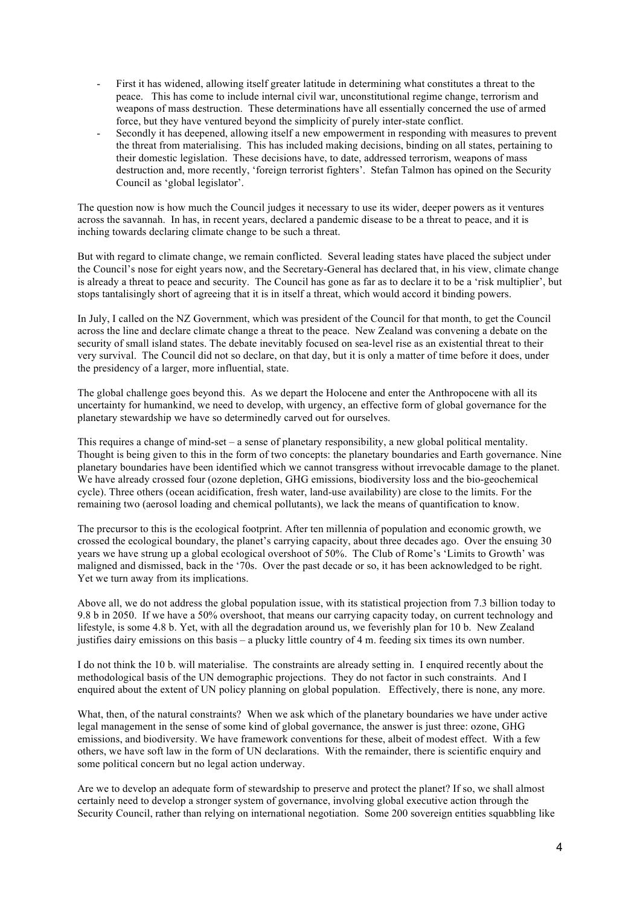- First it has widened, allowing itself greater latitude in determining what constitutes a threat to the peace. This has come to include internal civil war, unconstitutional regime change, terrorism and weapons of mass destruction. These determinations have all essentially concerned the use of armed force, but they have ventured beyond the simplicity of purely inter-state conflict.
- Secondly it has deepened, allowing itself a new empowerment in responding with measures to prevent the threat from materialising. This has included making decisions, binding on all states, pertaining to their domestic legislation. These decisions have, to date, addressed terrorism, weapons of mass destruction and, more recently, 'foreign terrorist fighters'. Stefan Talmon has opined on the Security Council as 'global legislator'.

The question now is how much the Council judges it necessary to use its wider, deeper powers as it ventures across the savannah. In has, in recent years, declared a pandemic disease to be a threat to peace, and it is inching towards declaring climate change to be such a threat.

But with regard to climate change, we remain conflicted. Several leading states have placed the subject under the Council's nose for eight years now, and the Secretary-General has declared that, in his view, climate change is already a threat to peace and security. The Council has gone as far as to declare it to be a 'risk multiplier', but stops tantalisingly short of agreeing that it is in itself a threat, which would accord it binding powers.

In July, I called on the NZ Government, which was president of the Council for that month, to get the Council across the line and declare climate change a threat to the peace. New Zealand was convening a debate on the security of small island states. The debate inevitably focused on sea-level rise as an existential threat to their very survival. The Council did not so declare, on that day, but it is only a matter of time before it does, under the presidency of a larger, more influential, state.

The global challenge goes beyond this. As we depart the Holocene and enter the Anthropocene with all its uncertainty for humankind, we need to develop, with urgency, an effective form of global governance for the planetary stewardship we have so determinedly carved out for ourselves.

This requires a change of mind-set – a sense of planetary responsibility, a new global political mentality. Thought is being given to this in the form of two concepts: the planetary boundaries and Earth governance. Nine planetary boundaries have been identified which we cannot transgress without irrevocable damage to the planet. We have already crossed four (ozone depletion, GHG emissions, biodiversity loss and the bio-geochemical cycle). Three others (ocean acidification, fresh water, land-use availability) are close to the limits. For the remaining two (aerosol loading and chemical pollutants), we lack the means of quantification to know.

The precursor to this is the ecological footprint. After ten millennia of population and economic growth, we crossed the ecological boundary, the planet's carrying capacity, about three decades ago. Over the ensuing 30 years we have strung up a global ecological overshoot of 50%. The Club of Rome's 'Limits to Growth' was maligned and dismissed, back in the '70s. Over the past decade or so, it has been acknowledged to be right. Yet we turn away from its implications.

Above all, we do not address the global population issue, with its statistical projection from 7.3 billion today to 9.8 b in 2050. If we have a 50% overshoot, that means our carrying capacity today, on current technology and lifestyle, is some 4.8 b. Yet, with all the degradation around us, we feverishly plan for 10 b. New Zealand justifies dairy emissions on this basis – a plucky little country of 4 m. feeding six times its own number.

I do not think the 10 b. will materialise. The constraints are already setting in. I enquired recently about the methodological basis of the UN demographic projections. They do not factor in such constraints. And I enquired about the extent of UN policy planning on global population. Effectively, there is none, any more.

What, then, of the natural constraints? When we ask which of the planetary boundaries we have under active legal management in the sense of some kind of global governance, the answer is just three: ozone, GHG emissions, and biodiversity. We have framework conventions for these, albeit of modest effect. With a few others, we have soft law in the form of UN declarations. With the remainder, there is scientific enquiry and some political concern but no legal action underway.

Are we to develop an adequate form of stewardship to preserve and protect the planet? If so, we shall almost certainly need to develop a stronger system of governance, involving global executive action through the Security Council, rather than relying on international negotiation. Some 200 sovereign entities squabbling like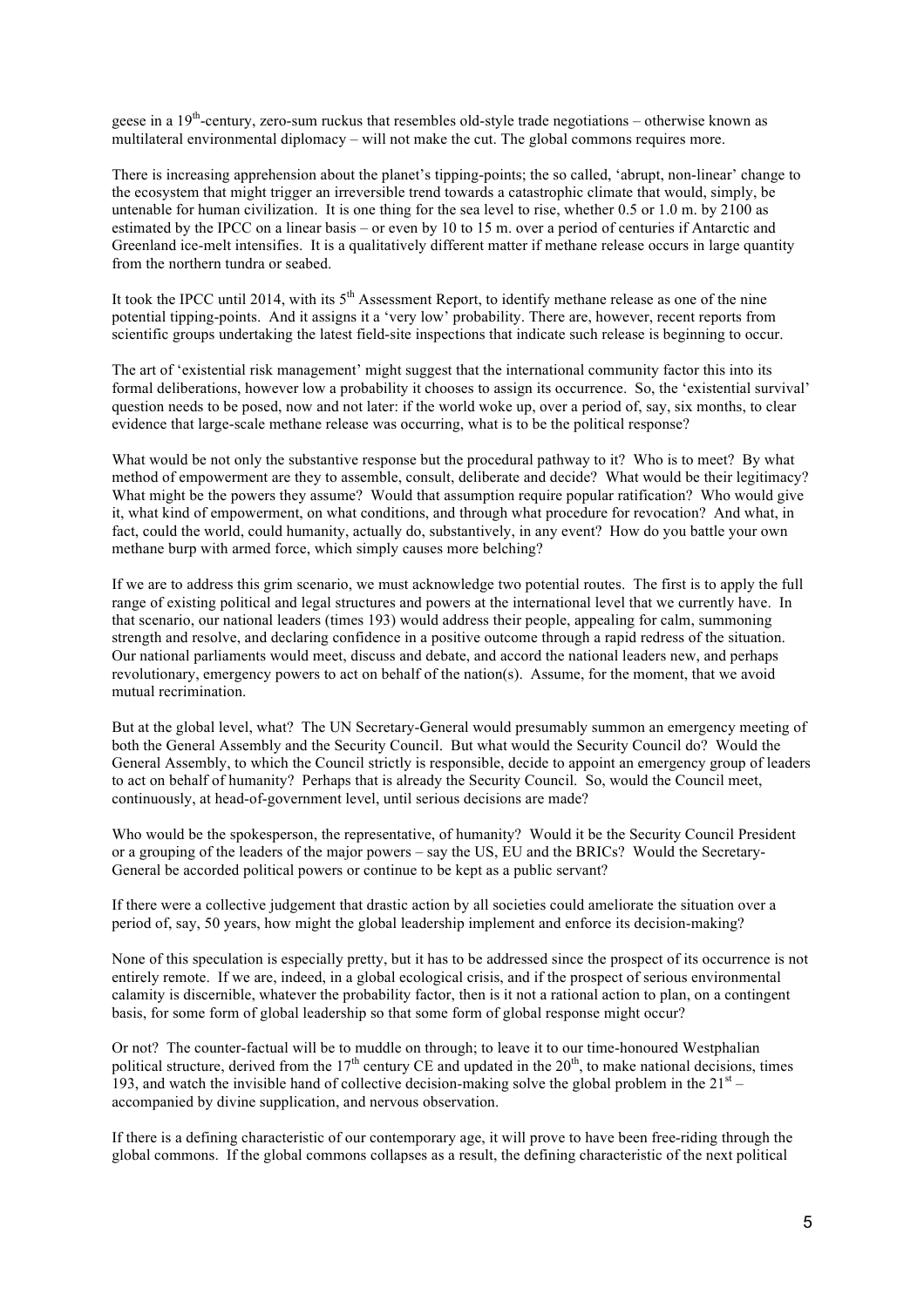geese in a 19th-century, zero-sum ruckus that resembles old-style trade negotiations – otherwise known as multilateral environmental diplomacy – will not make the cut. The global commons requires more.

There is increasing apprehension about the planet's tipping-points; the so called, 'abrupt, non-linear' change to the ecosystem that might trigger an irreversible trend towards a catastrophic climate that would, simply, be untenable for human civilization. It is one thing for the sea level to rise, whether 0.5 or 1.0 m. by 2100 as estimated by the IPCC on a linear basis – or even by 10 to 15 m. over a period of centuries if Antarctic and Greenland ice-melt intensifies. It is a qualitatively different matter if methane release occurs in large quantity from the northern tundra or seabed.

It took the IPCC until 2014, with its 5th Assessment Report, to identify methane release as one of the nine potential tipping-points. And it assigns it a 'very low' probability. There are, however, recent reports from scientific groups undertaking the latest field-site inspections that indicate such release is beginning to occur.

The art of 'existential risk management' might suggest that the international community factor this into its formal deliberations, however low a probability it chooses to assign its occurrence. So, the 'existential survival' question needs to be posed, now and not later: if the world woke up, over a period of, say, six months, to clear evidence that large-scale methane release was occurring, what is to be the political response?

What would be not only the substantive response but the procedural pathway to it? Who is to meet? By what method of empowerment are they to assemble, consult, deliberate and decide? What would be their legitimacy? What might be the powers they assume? Would that assumption require popular ratification? Who would give it, what kind of empowerment, on what conditions, and through what procedure for revocation? And what, in fact, could the world, could humanity, actually do, substantively, in any event? How do you battle your own methane burp with armed force, which simply causes more belching?

If we are to address this grim scenario, we must acknowledge two potential routes. The first is to apply the full range of existing political and legal structures and powers at the international level that we currently have. In that scenario, our national leaders (times 193) would address their people, appealing for calm, summoning strength and resolve, and declaring confidence in a positive outcome through a rapid redress of the situation. Our national parliaments would meet, discuss and debate, and accord the national leaders new, and perhaps revolutionary, emergency powers to act on behalf of the nation(s). Assume, for the moment, that we avoid mutual recrimination.

But at the global level, what? The UN Secretary-General would presumably summon an emergency meeting of both the General Assembly and the Security Council. But what would the Security Council do? Would the General Assembly, to which the Council strictly is responsible, decide to appoint an emergency group of leaders to act on behalf of humanity? Perhaps that is already the Security Council. So, would the Council meet, continuously, at head-of-government level, until serious decisions are made?

Who would be the spokesperson, the representative, of humanity? Would it be the Security Council President or a grouping of the leaders of the major powers – say the US, EU and the BRICs? Would the Secretary-General be accorded political powers or continue to be kept as a public servant?

If there were a collective judgement that drastic action by all societies could ameliorate the situation over a period of, say, 50 years, how might the global leadership implement and enforce its decision-making?

None of this speculation is especially pretty, but it has to be addressed since the prospect of its occurrence is not entirely remote. If we are, indeed, in a global ecological crisis, and if the prospect of serious environmental calamity is discernible, whatever the probability factor, then is it not a rational action to plan, on a contingent basis, for some form of global leadership so that some form of global response might occur?

Or not? The counter-factual will be to muddle on through; to leave it to our time-honoured Westphalian political structure, derived from the 17th century CE and updated in the 20th, to make national decisions, times 193, and watch the invisible hand of collective decision-making solve the global problem in the 21st – accompanied by divine supplication, and nervous observation.

If there is a defining characteristic of our contemporary age, it will prove to have been free-riding through the global commons. If the global commons collapses as a result, the defining characteristic of the next political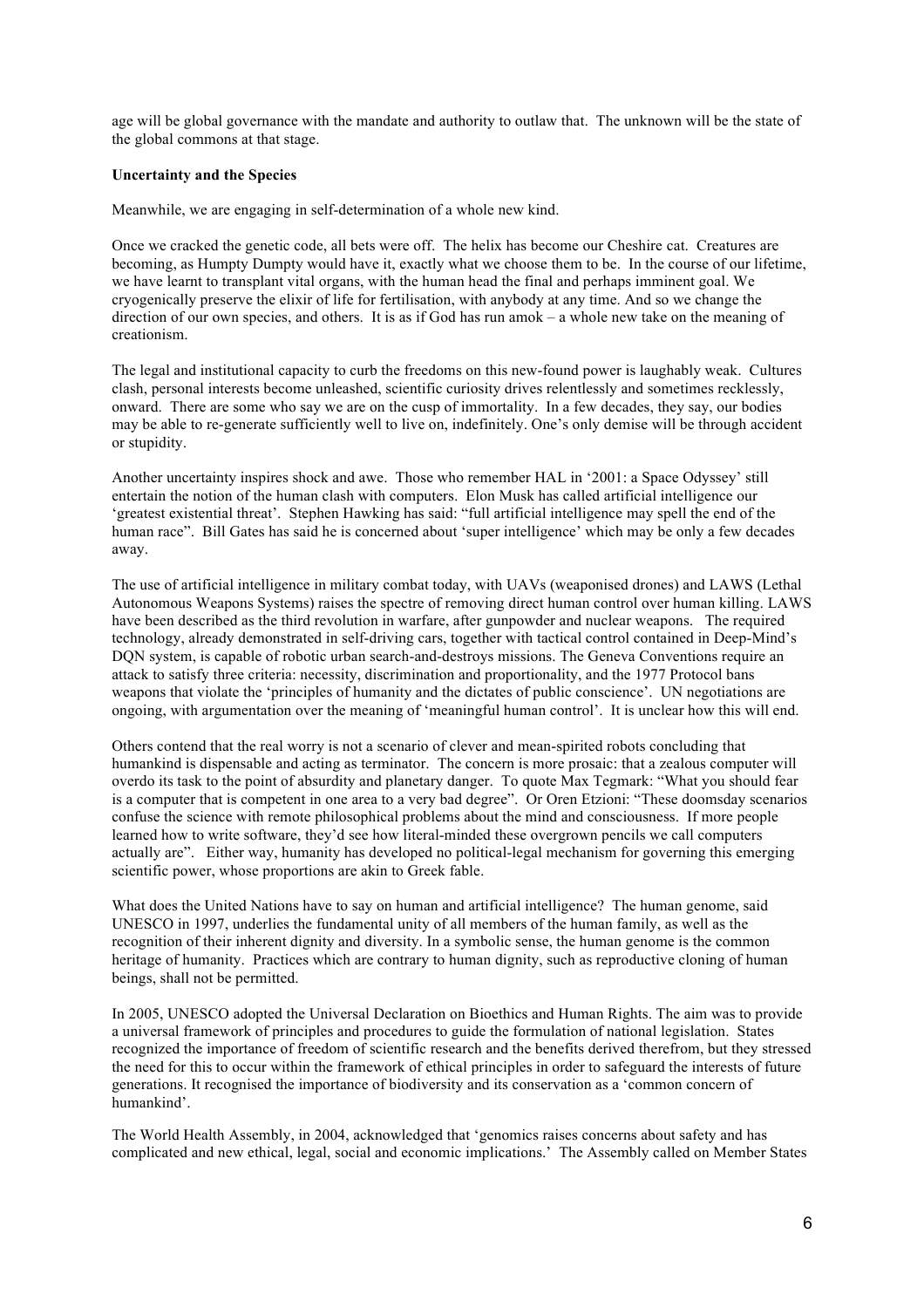age will be global governance with the mandate and authority to outlaw that. The unknown will be the state of the global commons at that stage.

**Uncertainty and the Species**

Meanwhile, we are engaging in self-determination of a whole new kind.

Once we cracked the genetic code, all bets were off. The helix has become our Cheshire cat. Creatures are becoming, as Humpty Dumpty would have it, exactly what we choose them to be. In the course of our lifetime, we have learnt to transplant vital organs, with the human head the final and perhaps imminent goal. We cryogenically preserve the elixir of life for fertilisation, with anybody at any time. And so we change the direction of our own species, and others. It is as if God has run amok – a whole new take on the meaning of creationism.

The legal and institutional capacity to curb the freedoms on this new-found power is laughably weak. Cultures clash, personal interests become unleashed, scientific curiosity drives relentlessly and sometimes recklessly, onward. There are some who say we are on the cusp of immortality. In a few decades, they say, our bodies may be able to re-generate sufficiently well to live on, indefinitely. One's only demise will be through accident or stupidity.

Another uncertainty inspires shock and awe. Those who remember HAL in '2001: a Space Odyssey' still entertain the notion of the human clash with computers. Elon Musk has called artificial intelligence our 'greatest existential threat'. Stephen Hawking has said: "full artificial intelligence may spell the end of the human race". Bill Gates has said he is concerned about 'super intelligence' which may be only a few decades away.

The use of artificial intelligence in military combat today, with UAVs (weaponised drones) and LAWS (Lethal Autonomous Weapons Systems) raises the spectre of removing direct human control over human killing. LAWS have been described as the third revolution in warfare, after gunpowder and nuclear weapons. The required technology, already demonstrated in self-driving cars, together with tactical control contained in Deep-Mind's DQN system, is capable of robotic urban search-and-destroys missions. The Geneva Conventions require an attack to satisfy three criteria: necessity, discrimination and proportionality, and the 1977 Protocol bans weapons that violate the 'principles of humanity and the dictates of public conscience'. UN negotiations are ongoing, with argumentation over the meaning of 'meaningful human control'. It is unclear how this will end.

Others contend that the real worry is not a scenario of clever and mean-spirited robots concluding that humankind is dispensable and acting as terminator. The concern is more prosaic: that a zealous computer will overdo its task to the point of absurdity and planetary danger. To quote Max Tegmark: "What you should fear is a computer that is competent in one area to a very bad degree". Or Oren Etzioni: "These doomsday scenarios confuse the science with remote philosophical problems about the mind and consciousness. If more people learned how to write software, they'd see how literal-minded these overgrown pencils we call computers actually are". Either way, humanity has developed no political-legal mechanism for governing this emerging scientific power, whose proportions are akin to Greek fable.

What does the United Nations have to say on human and artificial intelligence? The human genome, said UNESCO in 1997, underlies the fundamental unity of all members of the human family, as well as the recognition of their inherent dignity and diversity. In a symbolic sense, the human genome is the common heritage of humanity. Practices which are contrary to human dignity, such as reproductive cloning of human beings, shall not be permitted.

In 2005, UNESCO adopted the Universal Declaration on Bioethics and Human Rights. The aim was to provide a universal framework of principles and procedures to guide the formulation of national legislation. States recognized the importance of freedom of scientific research and the benefits derived therefrom, but they stressed the need for this to occur within the framework of ethical principles in order to safeguard the interests of future generations. It recognised the importance of biodiversity and its conservation as a 'common concern of humankind'.

The World Health Assembly, in 2004, acknowledged that 'genomics raises concerns about safety and has complicated and new ethical, legal, social and economic implications.' The Assembly called on Member States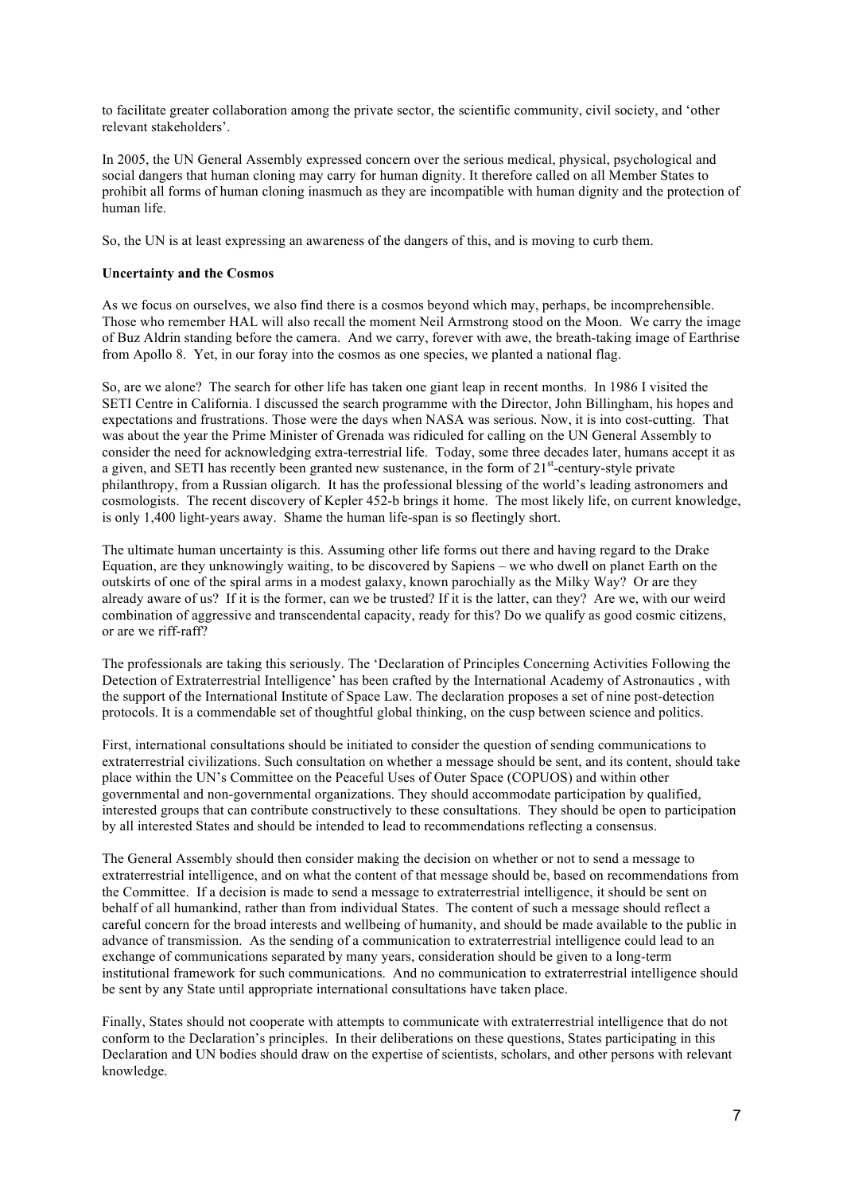to facilitate greater collaboration among the private sector, the scientific community, civil society, and 'other relevant stakeholders'.

In 2005, the UN General Assembly expressed concern over the serious medical, physical, psychological and social dangers that human cloning may carry for human dignity. It therefore called on all Member States to prohibit all forms of human cloning inasmuch as they are incompatible with human dignity and the protection of human life.

So, the UN is at least expressing an awareness of the dangers of this, and is moving to curb them.

**Uncertainty and the Cosmos**

As we focus on ourselves, we also find there is a cosmos beyond which may, perhaps, be incomprehensible. Those who remember HAL will also recall the moment Neil Armstrong stood on the Moon. We carry the image of Buz Aldrin standing before the camera. And we carry, forever with awe, the breath-taking image of Earthrise from Apollo 8. Yet, in our foray into the cosmos as one species, we planted a national flag.

So, are we alone? The search for other life has taken one giant leap in recent months. In 1986 I visited the SETI Centre in California. I discussed the search programme with the Director, John Billingham, his hopes and expectations and frustrations. Those were the days when NASA was serious. Now, it is into cost-cutting. That was about the year the Prime Minister of Grenada was ridiculed for calling on the UN General Assembly to consider the need for acknowledging extra-terrestrial life. Today, some three decades later, humans accept it as a given, and SETI has recently been granted new sustenance, in the form of 21st-century-style private philanthropy, from a Russian oligarch. It has the professional blessing of the world's leading astronomers and cosmologists. The recent discovery of Kepler 452-b brings it home. The most likely life, on current knowledge, is only 1,400 light-years away. Shame the human life-span is so fleetingly short.

The ultimate human uncertainty is this. Assuming other life forms out there and having regard to the Drake Equation, are they unknowingly waiting, to be discovered by Sapiens – we who dwell on planet Earth on the outskirts of one of the spiral arms in a modest galaxy, known parochially as the Milky Way? Or are they already aware of us? If it is the former, can we be trusted? If it is the latter, can they? Are we, with our weird combination of aggressive and transcendental capacity, ready for this? Do we qualify as good cosmic citizens, or are we riff-raff?

The professionals are taking this seriously. The 'Declaration of Principles Concerning Activities Following the Detection of Extraterrestrial Intelligence' has been crafted by the International Academy of Astronautics , with the support of the International Institute of Space Law. The declaration proposes a set of nine post-detection protocols. It is a commendable set of thoughtful global thinking, on the cusp between science and politics.

First, international consultations should be initiated to consider the question of sending communications to extraterrestrial civilizations. Such consultation on whether a message should be sent, and its content, should take place within the UN's Committee on the Peaceful Uses of Outer Space (COPUOS) and within other governmental and non-governmental organizations. They should accommodate participation by qualified, interested groups that can contribute constructively to these consultations. They should be open to participation by all interested States and should be intended to lead to recommendations reflecting a consensus.

The General Assembly should then consider making the decision on whether or not to send a message to extraterrestrial intelligence, and on what the content of that message should be, based on recommendations from the Committee. If a decision is made to send a message to extraterrestrial intelligence, it should be sent on behalf of all humankind, rather than from individual States. The content of such a message should reflect a careful concern for the broad interests and wellbeing of humanity, and should be made available to the public in advance of transmission. As the sending of a communication to extraterrestrial intelligence could lead to an exchange of communications separated by many years, consideration should be given to a long-term institutional framework for such communications. And no communication to extraterrestrial intelligence should be sent by any State until appropriate international consultations have taken place.

Finally, States should not cooperate with attempts to communicate with extraterrestrial intelligence that do not conform to the Declaration's principles. In their deliberations on these questions, States participating in this Declaration and UN bodies should draw on the expertise of scientists, scholars, and other persons with relevant knowledge.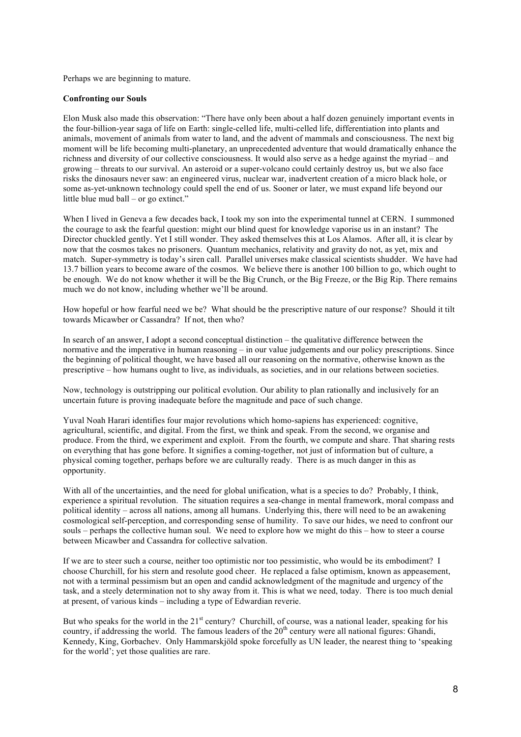Perhaps we are beginning to mature.

**Confronting our Souls**

Elon Musk also made this observation: "There have only been about a half dozen genuinely important events in the four-billion-year saga of life on Earth: single-celled life, multi-celled life, differentiation into plants and animals, movement of animals from water to land, and the advent of mammals and consciousness. The next big moment will be life becoming multi-planetary, an unprecedented adventure that would dramatically enhance the richness and diversity of our collective consciousness. It would also serve as a hedge against the myriad – and growing – threats to our survival. An asteroid or a super-volcano could certainly destroy us, but we also face risks the dinosaurs never saw: an engineered virus, nuclear war, inadvertent creation of a micro black hole, or some as-yet-unknown technology could spell the end of us. Sooner or later, we must expand life beyond our little blue mud ball – or go extinct."

When I lived in Geneva a few decades back, I took my son into the experimental tunnel at CERN. I summoned the courage to ask the fearful question: might our blind quest for knowledge vaporise us in an instant? The Director chuckled gently. Yet I still wonder. They asked themselves this at Los Alamos. After all, it is clear by now that the cosmos takes no prisoners. Quantum mechanics, relativity and gravity do not, as yet, mix and match. Super-symmetry is today's siren call. Parallel universes make classical scientists shudder. We have had 13.7 billion years to become aware of the cosmos. We believe there is another 100 billion to go, which ought to be enough. We do not know whether it will be the Big Crunch, or the Big Freeze, or the Big Rip. There remains much we do not know, including whether we'll be around.

How hopeful or how fearful need we be? What should be the prescriptive nature of our response? Should it tilt towards Micawber or Cassandra? If not, then who?

In search of an answer, I adopt a second conceptual distinction – the qualitative difference between the normative and the imperative in human reasoning – in our value judgements and our policy prescriptions. Since the beginning of political thought, we have based all our reasoning on the normative, otherwise known as the prescriptive – how humans ought to live, as individuals, as societies, and in our relations between societies.

Now, technology is outstripping our political evolution. Our ability to plan rationally and inclusively for an uncertain future is proving inadequate before the magnitude and pace of such change.

Yuval Noah Harari identifies four major revolutions which homo-sapiens has experienced: cognitive, agricultural, scientific, and digital. From the first, we think and speak. From the second, we organise and produce. From the third, we experiment and exploit. From the fourth, we compute and share. That sharing rests on everything that has gone before. It signifies a coming-together, not just of information but of culture, a physical coming together, perhaps before we are culturally ready. There is as much danger in this as opportunity.

With all of the uncertainties, and the need for global unification, what is a species to do? Probably, I think, experience a spiritual revolution. The situation requires a sea-change in mental framework, moral compass and political identity – across all nations, among all humans. Underlying this, there will need to be an awakening cosmological self-perception, and corresponding sense of humility. To save our hides, we need to confront our souls – perhaps the collective human soul. We need to explore how we might do this – how to steer a course between Micawber and Cassandra for collective salvation.

If we are to steer such a course, neither too optimistic nor too pessimistic, who would be its embodiment? I choose Churchill, for his stern and resolute good cheer. He replaced a false optimism, known as appeasement, not with a terminal pessimism but an open and candid acknowledgment of the magnitude and urgency of the task, and a steely determination not to shy away from it. This is what we need, today. There is too much denial at present, of various kinds – including a type of Edwardian reverie.

But who speaks for the world in the 21st century? Churchill, of course, was a national leader, speaking for his country, if addressing the world. The famous leaders of the 20th century were all national figures: Ghandi, Kennedy, King, Gorbachev. Only Hammarskjöld spoke forcefully as UN leader, the nearest thing to 'speaking for the world'; yet those qualities are rare.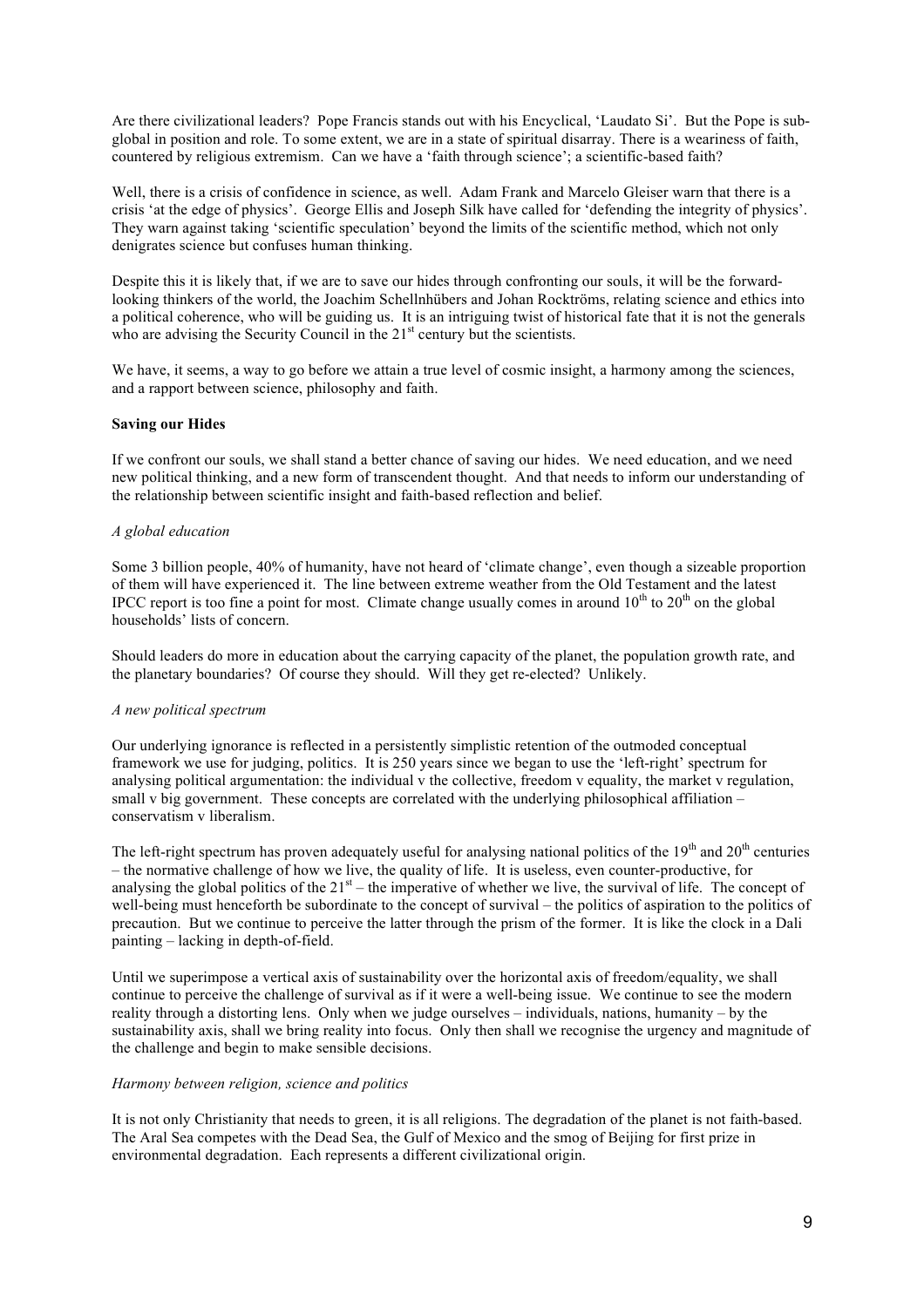Are there civilizational leaders? Pope Francis stands out with his Encyclical, 'Laudato Si'. But the Pope is sub-global in position and role. To some extent, we are in a state of spiritual disarray. There is a weariness of faith, countered by religious extremism. Can we have a 'faith through science'; a scientific-based faith?

Well, there is a crisis of confidence in science, as well. Adam Frank and Marcelo Gleiser warn that there is a crisis 'at the edge of physics'. George Ellis and Joseph Silk have called for 'defending the integrity of physics'. They warn against taking 'scientific speculation' beyond the limits of the scientific method, which not only denigrates science but confuses human thinking.

Despite this it is likely that, if we are to save our hides through confronting our souls, it will be the forward-looking thinkers of the world, the Joachim Schellnhübers and Johan Rocktröms, relating science and ethics into a political coherence, who will be guiding us. It is an intriguing twist of historical fate that it is not the generals who are advising the Security Council in the 21st century but the scientists.

We have, it seems, a way to go before we attain a true level of cosmic insight, a harmony among the sciences, and a rapport between science, philosophy and faith.

**Saving our Hides**

If we confront our souls, we shall stand a better chance of saving our hides. We need education, and we need new political thinking, and a new form of transcendent thought. And that needs to inform our understanding of the relationship between scientific insight and faith-based reflection and belief.

*A global education*

Some 3 billion people, 40% of humanity, have not heard of 'climate change', even though a sizeable proportion of them will have experienced it. The line between extreme weather from the Old Testament and the latest IPCC report is too fine a point for most. Climate change usually comes in around 10th to 20th on the global households' lists of concern.

Should leaders do more in education about the carrying capacity of the planet, the population growth rate, and the planetary boundaries? Of course they should. Will they get re-elected? Unlikely.

*A new political spectrum*

Our underlying ignorance is reflected in a persistently simplistic retention of the outmoded conceptual framework we use for judging, politics. It is 250 years since we began to use the 'left-right' spectrum for analysing political argumentation: the individual v the collective, freedom v equality, the market v regulation, small v big government. These concepts are correlated with the underlying philosophical affiliation – conservatism v liberalism.

The left-right spectrum has proven adequately useful for analysing national politics of the 19th and 20th centuries – the normative challenge of how we live, the quality of life. It is useless, even counter-productive, for analysing the global politics of the 21st – the imperative of whether we live, the survival of life. The concept of well-being must henceforth be subordinate to the concept of survival – the politics of aspiration to the politics of precaution. But we continue to perceive the latter through the prism of the former. It is like the clock in a Dali painting – lacking in depth-of-field.

Until we superimpose a vertical axis of sustainability over the horizontal axis of freedom/equality, we shall continue to perceive the challenge of survival as if it were a well-being issue. We continue to see the modern reality through a distorting lens. Only when we judge ourselves – individuals, nations, humanity – by the sustainability axis, shall we bring reality into focus. Only then shall we recognise the urgency and magnitude of the challenge and begin to make sensible decisions.

*Harmony between religion, science and politics*

It is not only Christianity that needs to green, it is all religions. The degradation of the planet is not faith-based. The Aral Sea competes with the Dead Sea, the Gulf of Mexico and the smog of Beijing for first prize in environmental degradation. Each represents a different civilizational origin.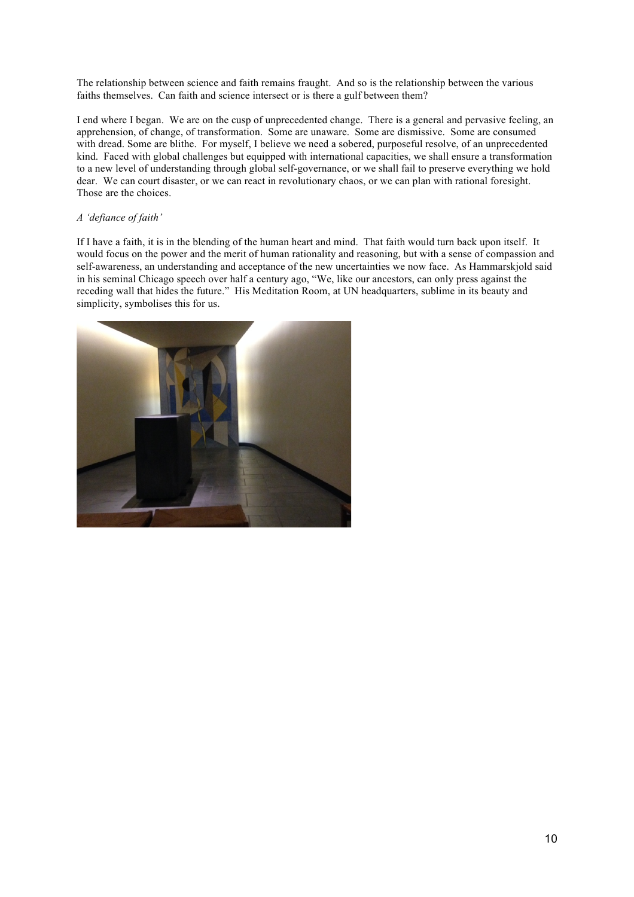The relationship between science and faith remains fraught. And so is the relationship between the various faiths themselves. Can faith and science intersect or is there a gulf between them?

I end where I began. We are on the cusp of unprecedented change. There is a general and pervasive feeling, an apprehension, of change, of transformation. Some are unaware. Some are dismissive. Some are consumed with dread. Some are blithe. For myself, I believe we need a sobered, purposeful resolve, of an unprecedented kind. Faced with global challenges but equipped with international capacities, we shall ensure a transformation to a new level of understanding through global self-governance, or we shall fail to preserve everything we hold dear. We can court disaster, or we can react in revolutionary chaos, or we can plan with rational foresight. Those are the choices.

*A 'defiance of faith'*

If I have a faith, it is in the blending of the human heart and mind. That faith would turn back upon itself. It would focus on the power and the merit of human rationality and reasoning, but with a sense of compassion and self-awareness, an understanding and acceptance of the new uncertainties we now face. As Hammarskjold said in his seminal Chicago speech over half a century ago, "We, like our ancestors, can only press against the receding wall that hides the future." His Meditation Room, at UN headquarters, sublime in its beauty and simplicity, symbolises this for us.